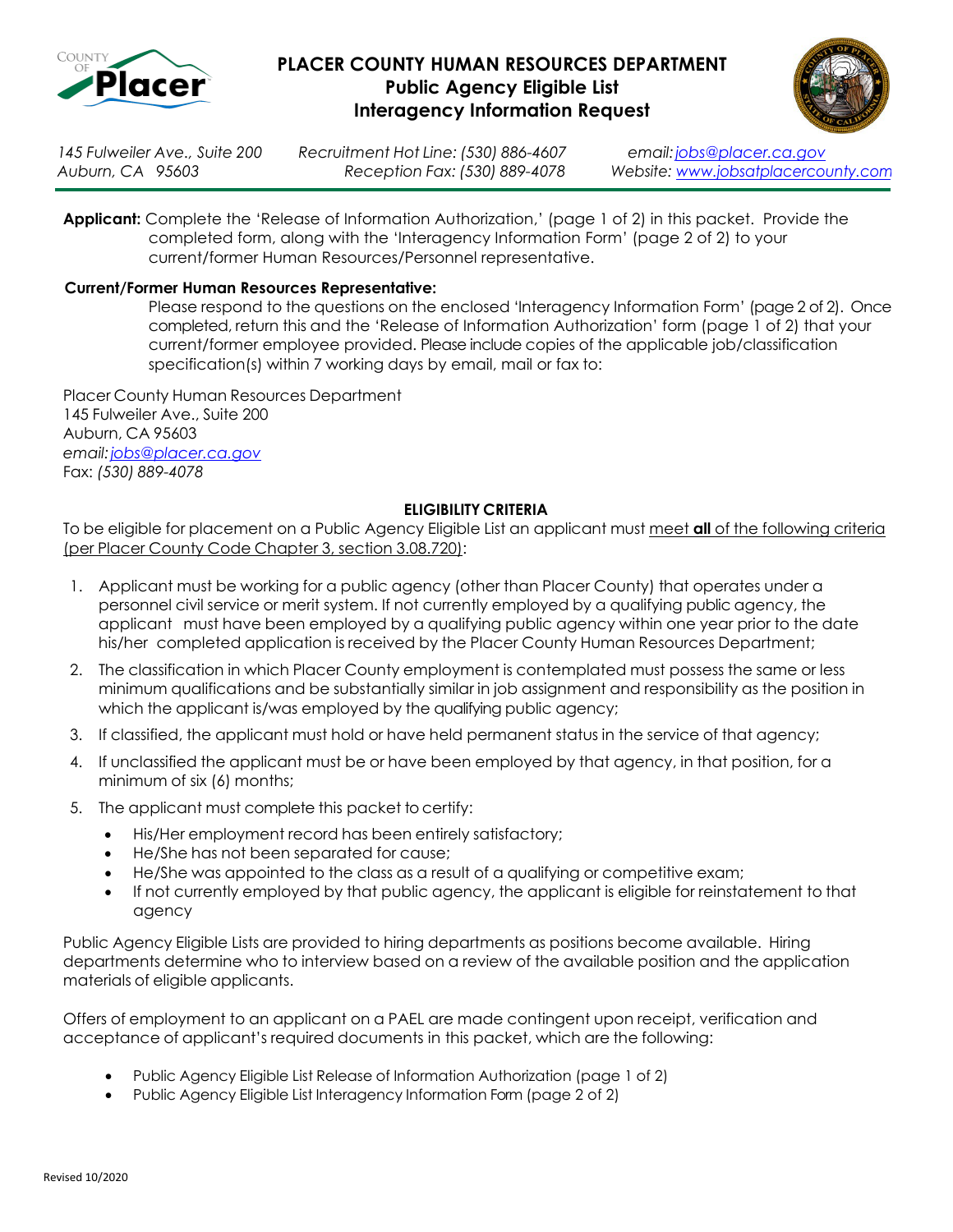# PLACER COUNTY HUMAN RESOURCES DEPARTMENT
## Public Agency Eligible List
## Interagency Information Request

*145 Fulweiler Ave., Suite 200*
*Auburn, CA 95603*

*Recruitment Hot Line: (530) 886-4607*
*Reception Fax: (530) 889-4078*

*email: jobs@placer.ca.gov*
*Website: www.jobsatplacercounty.com*

**Applicant:** Complete the 'Release of Information Authorization,' (page 1 of 2) in this packet. Provide the completed form, along with the 'Interagency Information Form' (page 2 of 2) to your current/former Human Resources/Personnel representative.

**Current/Former Human Resources Representative:**

Please respond to the questions on the enclosed 'Interagency Information Form' (page 2 of 2). Once completed, return this and the 'Release of Information Authorization' form (page 1 of 2) that your current/former employee provided. Please include copies of the applicable job/classification specification(s) within 7 working days by email, mail or fax to:

Placer County Human Resources Department
145 Fulweiler Ave., Suite 200
Auburn, CA 95603
*email: jobs@placer.ca.gov*
Fax: *(530) 889-4078*

### ELIGIBILITY CRITERIA

To be eligible for placement on a Public Agency Eligible List an applicant must meet **all** of the following criteria (per Placer County Code Chapter 3, section 3.08.720):

1. Applicant must be working for a public agency (other than Placer County) that operates under a personnel civil service or merit system. If not currently employed by a qualifying public agency, the applicant must have been employed by a qualifying public agency within one year prior to the date his/her completed application is received by the Placer County Human Resources Department;
2. The classification in which Placer County employment is contemplated must possess the same or less minimum qualifications and be substantially similar in job assignment and responsibility as the position in which the applicant is/was employed by the qualifying public agency;
3. If classified, the applicant must hold or have held permanent status in the service of that agency;
4. If unclassified the applicant must be or have been employed by that agency, in that position, for a minimum of six (6) months;
5. The applicant must complete this packet to certify:
   - His/Her employment record has been entirely satisfactory;
   - He/She has not been separated for cause;
   - He/She was appointed to the class as a result of a qualifying or competitive exam;
   - If not currently employed by that public agency, the applicant is eligible for reinstatement to that agency

Public Agency Eligible Lists are provided to hiring departments as positions become available. Hiring departments determine who to interview based on a review of the available position and the application materials of eligible applicants.

Offers of employment to an applicant on a PAEL are made contingent upon receipt, verification and acceptance of applicant's required documents in this packet, which are the following:

- Public Agency Eligible List Release of Information Authorization (page 1 of 2)
- Public Agency Eligible List Interagency Information Form (page 2 of 2)

Revised 10/2020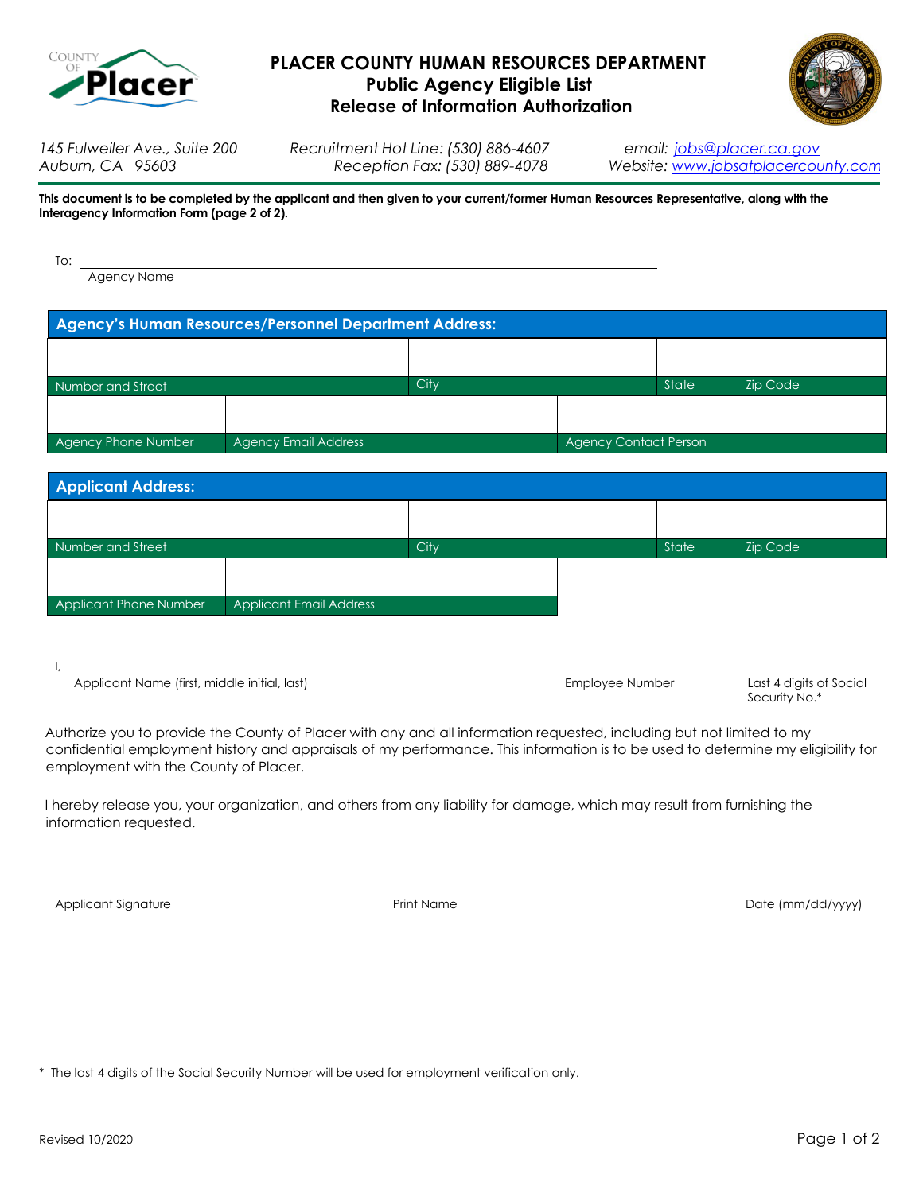# PLACER COUNTY HUMAN RESOURCES DEPARTMENT
## Public Agency Eligible List
## Release of Information Authorization

*145 Fulweiler Ave., Suite 200*
*Auburn, CA 95603*

*Recruitment Hot Line: (530) 886-4607*
*Reception Fax: (530) 889-4078*

*email: jobs@placer.ca.gov*
*Website: www.jobsatplacercounty.com*

**This document is to be completed by the applicant and then given to your current/former Human Resources Representative, along with the Interagency Information Form (page 2 of 2).**

To: ______________________________
Agency Name

**Agency's Human Resources/Personnel Department Address:**

| | | | |
|---|---|---|---|
| | | | |
| Number and Street | City | State | Zip Code |
| | | | |
| Agency Phone Number | Agency Email Address | Agency Contact Person | |

**Applicant Address:**

| | | | |
|---|---|---|---|
| | | | |
| Number and Street | City | State | Zip Code |
| | | | |
| Applicant Phone Number | Applicant Email Address | | |

I, ______________________________ ______________ ______________
Applicant Name (first, middle initial, last) — Employee Number — Last 4 digits of Social Security No.*

Authorize you to provide the County of Placer with any and all information requested, including but not limited to my confidential employment history and appraisals of my performance. This information is to be used to determine my eligibility for employment with the County of Placer.

I hereby release you, your organization, and others from any liability for damage, which may result from furnishing the information requested.

______________________ ______________________ ______________
Applicant Signature — Print Name — Date (mm/dd/yyyy)

\* The last 4 digits of the Social Security Number will be used for employment verification only.

Revised 10/2020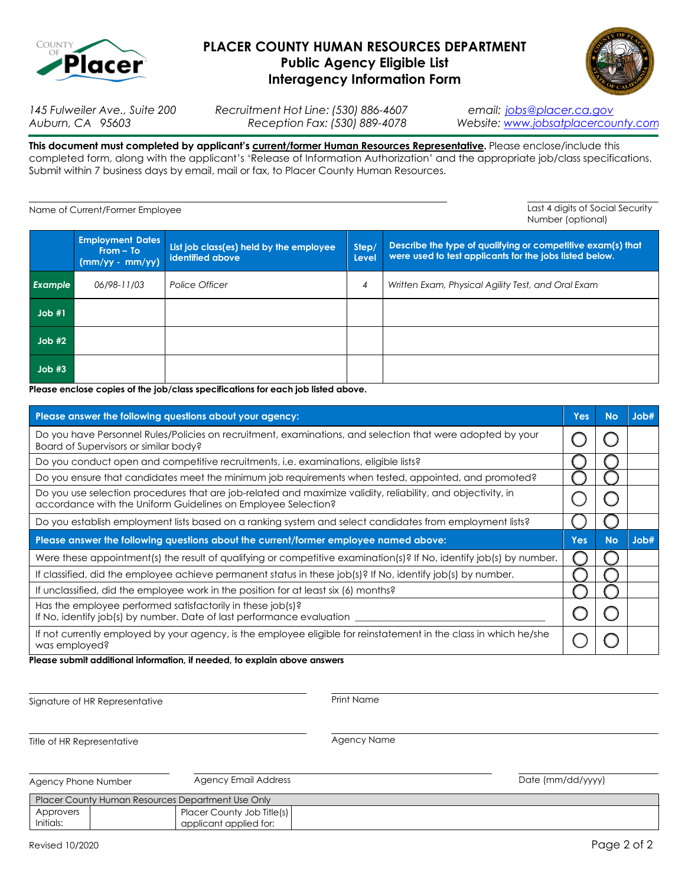# PLACER COUNTY HUMAN RESOURCES DEPARTMENT

## Public Agency Eligible List

## Interagency Information Form

145 Fulweiler Ave., Suite 200
Auburn, CA 95603

Recruitment Hot Line: (530) 886-4607
Reception Fax: (530) 889-4078

email: jobs@placer.ca.gov
Website: www.jobsatplacercounty.com

**This document must completed by applicant's current/former Human Resources Representative.** Please enclose/include this completed form, along with the applicant's 'Release of Information Authorization' and the appropriate job/class specifications. Submit within 7 business days by email, mail or fax, to Placer County Human Resources.

Name of Current/Former Employee ______________________________

Last 4 digits of Social Security Number (optional) ______________

| | Employment Dates From – To (mm/yy - mm/yy) | List job class(es) held by the employee identified above | Step/ Level | Describe the type of qualifying or competitive exam(s) that were used to test applicants for the jobs listed below. |
|---|---|---|---|---|
| *Example* | *06/98-11/03* | *Police Officer* | *4* | *Written Exam, Physical Agility Test, and Oral Exam* |
| Job #1 | | | | |
| Job #2 | | | | |
| Job #3 | | | | |

**Please enclose copies of the job/class specifications for each job listed above.**

| Please answer the following questions about your agency: | Yes | No | Job# |
|---|---|---|---|
| Do you have Personnel Rules/Policies on recruitment, examinations, and selection that were adopted by your Board of Supervisors or similar body? | ◯ | ◯ | |
| Do you conduct open and competitive recruitments, i.e. examinations, eligible lists? | ◯ | ◯ | |
| Do you ensure that candidates meet the minimum job requirements when tested, appointed, and promoted? | ◯ | ◯ | |
| Do you use selection procedures that are job-related and maximize validity, reliability, and objectivity, in accordance with the Uniform Guidelines on Employee Selection? | ◯ | ◯ | |
| Do you establish employment lists based on a ranking system and select candidates from employment lists? | ◯ | ◯ | |
| **Please answer the following questions about the current/former employee named above:** | **Yes** | **No** | **Job#** |
| Were these appointment(s) the result of qualifying or competitive examination(s)? If No, identify job(s) by number. | ◯ | ◯ | |
| If classified, did the employee achieve permanent status in these job(s)? If No, identify job(s) by number. | ◯ | ◯ | |
| If unclassified, did the employee work in the position for at least six (6) months? | ◯ | ◯ | |
| Has the employee performed satisfactorily in these job(s)? If No, identify job(s) by number. Date of last performance evaluation ______________ | ◯ | ◯ | |
| If not currently employed by your agency, is the employee eligible for reinstatement in the class in which he/she was employed? | ◯ | ◯ | |

**Please submit additional information, if needed, to explain above answers**

Signature of HR Representative ______________________ Print Name ______________________

Title of HR Representative ______________________ Agency Name ______________________

Agency Phone Number ______________ Agency Email Address ______________________ Date (mm/dd/yyyy) ______________

| Placer County Human Resources Department Use Only | | | |
|---|---|---|---|
| Approvers Initials: | | Placer County Job Title(s) applicant applied for: | |

Revised 10/2020